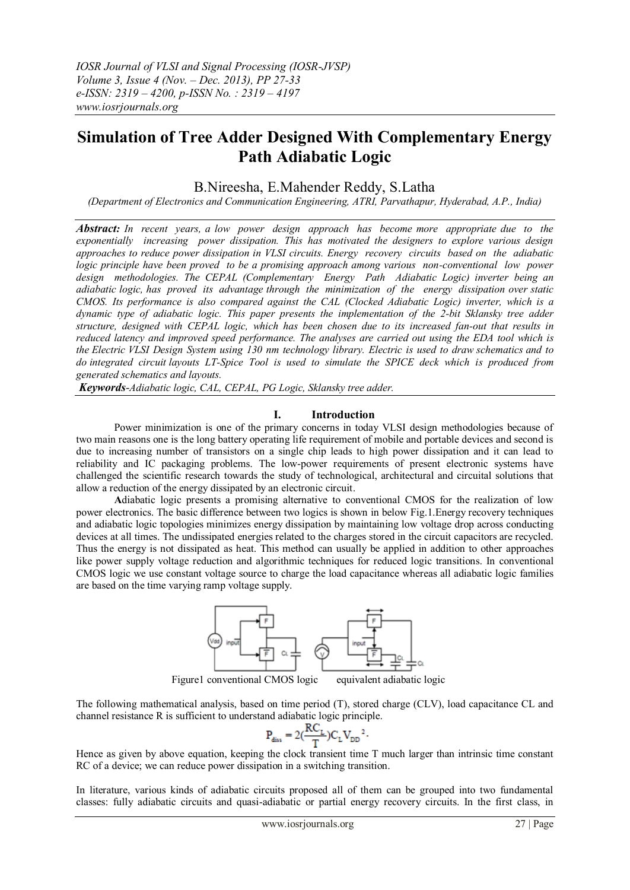# Simulation of Tree Adder Designed With Complementary Energy Path Adiabatic Logic

B.Nireesha, E.Mahender Reddy, S.Latha

*(Department of Electronics and Communication Engineering, ATRI, Parvathapur, Hyderabad, A.P., India)*

***Abstract:*** *In recent years, a low power design approach has become more appropriate due to the exponentially increasing power dissipation. This has motivated the designers to explore various design approaches to reduce power dissipation in VLSI circuits. Energy recovery circuits based on the adiabatic logic principle have been proved to be a promising approach among various non-conventional low power design methodologies. The CEPAL (Complementary Energy Path Adiabatic Logic) inverter being an adiabatic logic, has proved its advantage through the minimization of the energy dissipation over static CMOS. Its performance is also compared against the CAL (Clocked Adiabatic Logic) inverter, which is a dynamic type of adiabatic logic. This paper presents the implementation of the 2-bit Sklansky tree adder structure, designed with CEPAL logic, which has been chosen due to its increased fan-out that results in reduced latency and improved speed performance. The analyses are carried out using the EDA tool which is the Electric VLSI Design System using 130 nm technology library. Electric is used to draw schematics and to do integrated circuit layouts LT-Spice Tool is used to simulate the SPICE deck which is produced from generated schematics and layouts.*

***Keywords****-Adiabatic logic, CAL, CEPAL, PG Logic, Sklansky tree adder.*

## I. Introduction

Power minimization is one of the primary concerns in today VLSI design methodologies because of two main reasons one is the long battery operating life requirement of mobile and portable devices and second is due to increasing number of transistors on a single chip leads to high power dissipation and it can lead to reliability and IC packaging problems. The low-power requirements of present electronic systems have challenged the scientific research towards the study of technological, architectural and circuital solutions that allow a reduction of the energy dissipated by an electronic circuit.

Adiabatic logic presents a promising alternative to conventional CMOS for the realization of low power electronics. The basic difference between two logics is shown in below Fig.1.Energy recovery techniques and adiabatic logic topologies minimizes energy dissipation by maintaining low voltage drop across conducting devices at all times. The undissipated energies related to the charges stored in the circuit capacitors are recycled. Thus the energy is not dissipated as heat. This method can usually be applied in addition to other approaches like power supply voltage reduction and algorithmic techniques for reduced logic transitions. In conventional CMOS logic we use constant voltage source to charge the load capacitance whereas all adiabatic logic families are based on the time varying ramp voltage supply.

Figure1 conventional CMOS logic        equivalent adiabatic logic

The following mathematical analysis, based on time period (T), stored charge (CLV), load capacitance CL and channel resistance R is sufficient to understand adiabatic logic principle.

$$P_{diss} = 2\left(\frac{RC_L}{T}\right)C_L V_{DD}^2.$$

Hence as given by above equation, keeping the clock transient time T much larger than intrinsic time constant RC of a device; we can reduce power dissipation in a switching transition.

In literature, various kinds of adiabatic circuits proposed all of them can be grouped into two fundamental classes: fully adiabatic circuits and quasi-adiabatic or partial energy recovery circuits. In the first class, in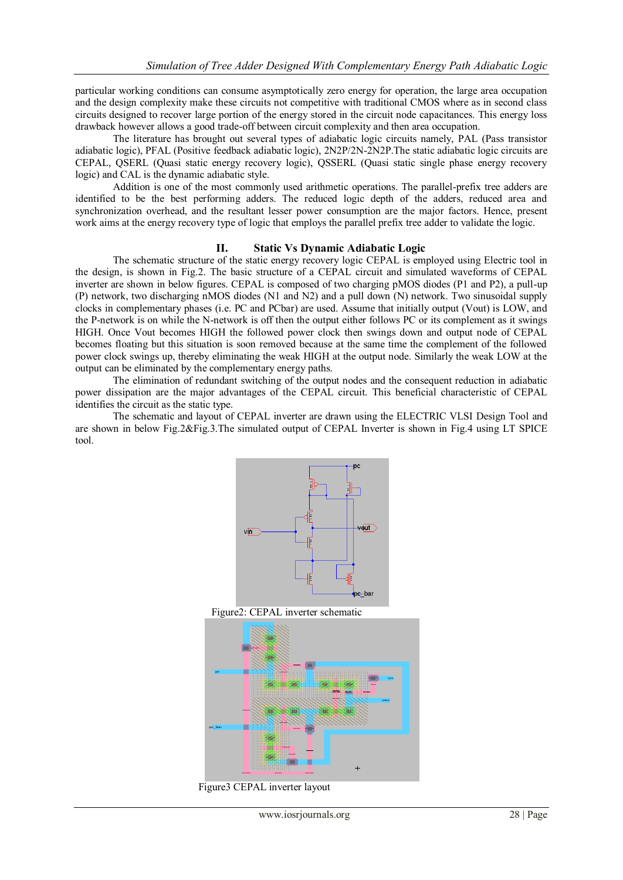particular working conditions can consume asymptotically zero energy for operation, the large area occupation and the design complexity make these circuits not competitive with traditional CMOS where as in second class circuits designed to recover large portion of the energy stored in the circuit node capacitances. This energy loss drawback however allows a good trade-off between circuit complexity and then area occupation.

The literature has brought out several types of adiabatic logic circuits namely, PAL (Pass transistor adiabatic logic), PFAL (Positive feedback adiabatic logic), 2N2P/2N-2N2P.The static adiabatic logic circuits are CEPAL, QSERL (Quasi static energy recovery logic), QSSERL (Quasi static single phase energy recovery logic) and CAL is the dynamic adiabatic style.

Addition is one of the most commonly used arithmetic operations. The parallel-prefix tree adders are identified to be the best performing adders. The reduced logic depth of the adders, reduced area and synchronization overhead, and the resultant lesser power consumption are the major factors. Hence, present work aims at the energy recovery type of logic that employs the parallel prefix tree adder to validate the logic.

## II. Static Vs Dynamic Adiabatic Logic

The schematic structure of the static energy recovery logic CEPAL is employed using Electric tool in the design, is shown in Fig.2. The basic structure of a CEPAL circuit and simulated waveforms of CEPAL inverter are shown in below figures. CEPAL is composed of two charging pMOS diodes (P1 and P2), a pull-up (P) network, two discharging nMOS diodes (N1 and N2) and a pull down (N) network. Two sinusoidal supply clocks in complementary phases (i.e. PC and PCbar) are used. Assume that initially output (Vout) is LOW, and the P-network is on while the N-network is off then the output either follows PC or its complement as it swings HIGH. Once Vout becomes HIGH the followed power clock then swings down and output node of CEPAL becomes floating but this situation is soon removed because at the same time the complement of the followed power clock swings up, thereby eliminating the weak HIGH at the output node. Similarly the weak LOW at the output can be eliminated by the complementary energy paths.

The elimination of redundant switching of the output nodes and the consequent reduction in adiabatic power dissipation are the major advantages of the CEPAL circuit. This beneficial characteristic of CEPAL identifies the circuit as the static type.

The schematic and layout of CEPAL inverter are drawn using the ELECTRIC VLSI Design Tool and are shown in below Fig.2&Fig.3.The simulated output of CEPAL Inverter is shown in Fig.4 using LT SPICE tool.

Figure2: CEPAL inverter schematic

Figure3 CEPAL inverter layout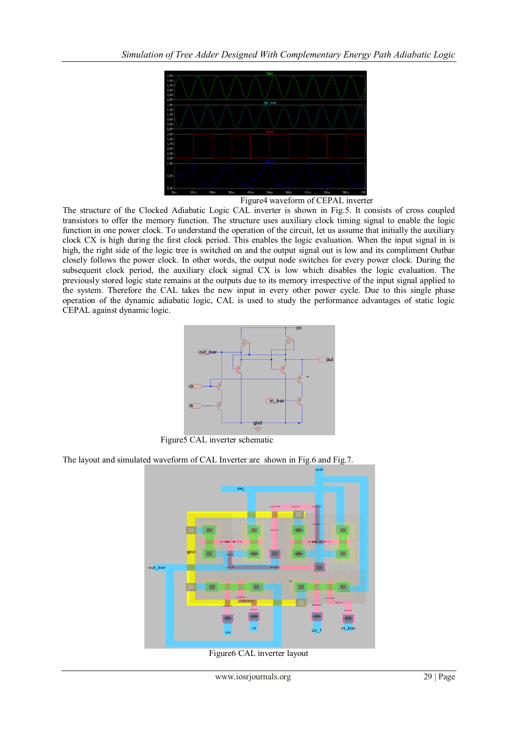Figure4 waveform of CEPAL inverter

The structure of the Clocked Adiabatic Logic CAL inverter is shown in Fig.5. It consists of cross coupled transistors to offer the memory function. The structure uses auxiliary clock timing signal to enable the logic function in one power clock. To understand the operation of the circuit, let us assume that initially the auxiliary clock CX is high during the first clock period. This enables the logic evaluation. When the input signal in is high, the right side of the logic tree is switched on and the output signal out is low and its compliment Outbar closely follows the power clock. In other words, the output node switches for every power clock. During the subsequent clock period, the auxiliary clock signal CX is low which disables the logic evaluation. The previously stored logic state remains at the outputs due to its memory irrespective of the input signal applied to the system. Therefore the CAL takes the new input in every other power cycle. Due to this single phase operation of the dynamic adiabatic logic, CAL is used to study the performance advantages of static logic CEPAL against dynamic logic.

Figure5 CAL inverter schematic

The layout and simulated waveform of CAL Inverter are shown in Fig.6 and Fig.7.

Figure6 CAL inverter layout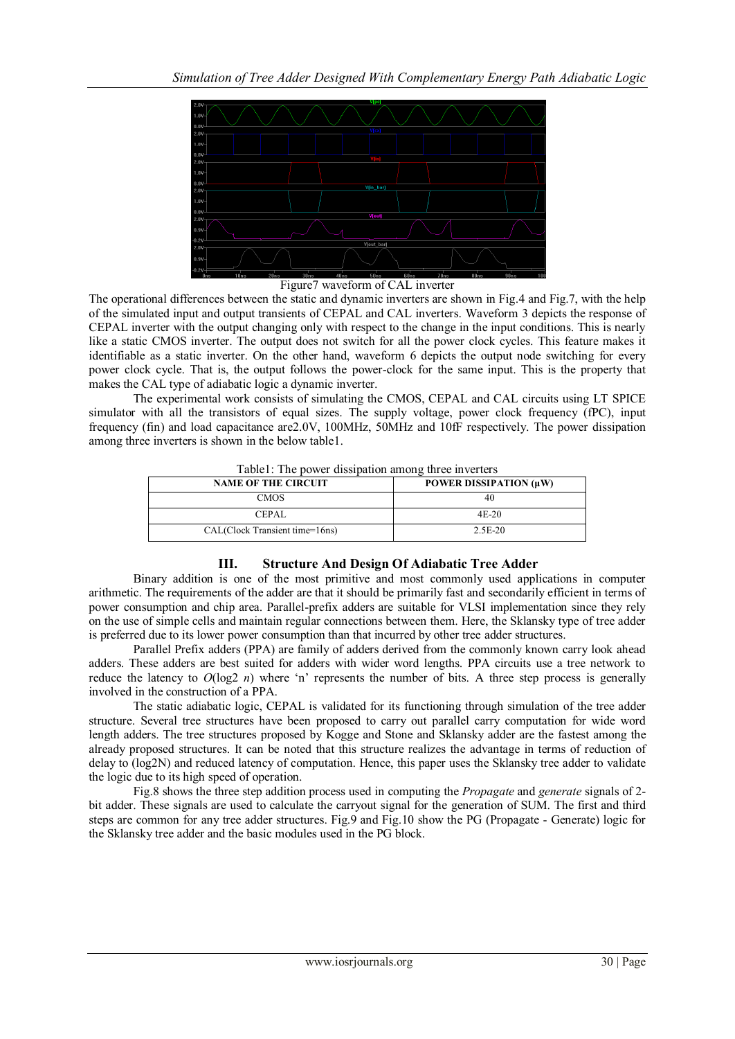Figure7 waveform of CAL inverter

The operational differences between the static and dynamic inverters are shown in Fig.4 and Fig.7, with the help of the simulated input and output transients of CEPAL and CAL inverters. Waveform 3 depicts the response of CEPAL inverter with the output changing only with respect to the change in the input conditions. This is nearly like a static CMOS inverter. The output does not switch for all the power clock cycles. This feature makes it identifiable as a static inverter. On the other hand, waveform 6 depicts the output node switching for every power clock cycle. That is, the output follows the power-clock for the same input. This is the property that makes the CAL type of adiabatic logic a dynamic inverter.

The experimental work consists of simulating the CMOS, CEPAL and CAL circuits using LT SPICE simulator with all the transistors of equal sizes. The supply voltage, power clock frequency (fPC), input frequency (fin) and load capacitance are2.0V, 100MHz, 50MHz and 10fF respectively. The power dissipation among three inverters is shown in the below table1.

Table1: The power dissipation among three inverters

| NAME OF THE CIRCUIT | POWER DISSIPATION (μW) |
|---|---|
| CMOS | 40 |
| CEPAL | 4E-20 |
| CAL(Clock Transient time=16ns) | 2.5E-20 |

## III. Structure And Design Of Adiabatic Tree Adder

Binary addition is one of the most primitive and most commonly used applications in computer arithmetic. The requirements of the adder are that it should be primarily fast and secondarily efficient in terms of power consumption and chip area. Parallel-prefix adders are suitable for VLSI implementation since they rely on the use of simple cells and maintain regular connections between them. Here, the Sklansky type of tree adder is preferred due to its lower power consumption than that incurred by other tree adder structures.

Parallel Prefix adders (PPA) are family of adders derived from the commonly known carry look ahead adders. These adders are best suited for adders with wider word lengths. PPA circuits use a tree network to reduce the latency to $O(\log_2 n)$ where 'n' represents the number of bits. A three step process is generally involved in the construction of a PPA.

The static adiabatic logic, CEPAL is validated for its functioning through simulation of the tree adder structure. Several tree structures have been proposed to carry out parallel carry computation for wide word length adders. The tree structures proposed by Kogge and Stone and Sklansky adder are the fastest among the already proposed structures. It can be noted that this structure realizes the advantage in terms of reduction of delay to (log2N) and reduced latency of computation. Hence, this paper uses the Sklansky tree adder to validate the logic due to its high speed of operation.

Fig.8 shows the three step addition process used in computing the *Propagate* and *generate* signals of 2-bit adder. These signals are used to calculate the carryout signal for the generation of SUM. The first and third steps are common for any tree adder structures. Fig.9 and Fig.10 show the PG (Propagate - Generate) logic for the Sklansky tree adder and the basic modules used in the PG block.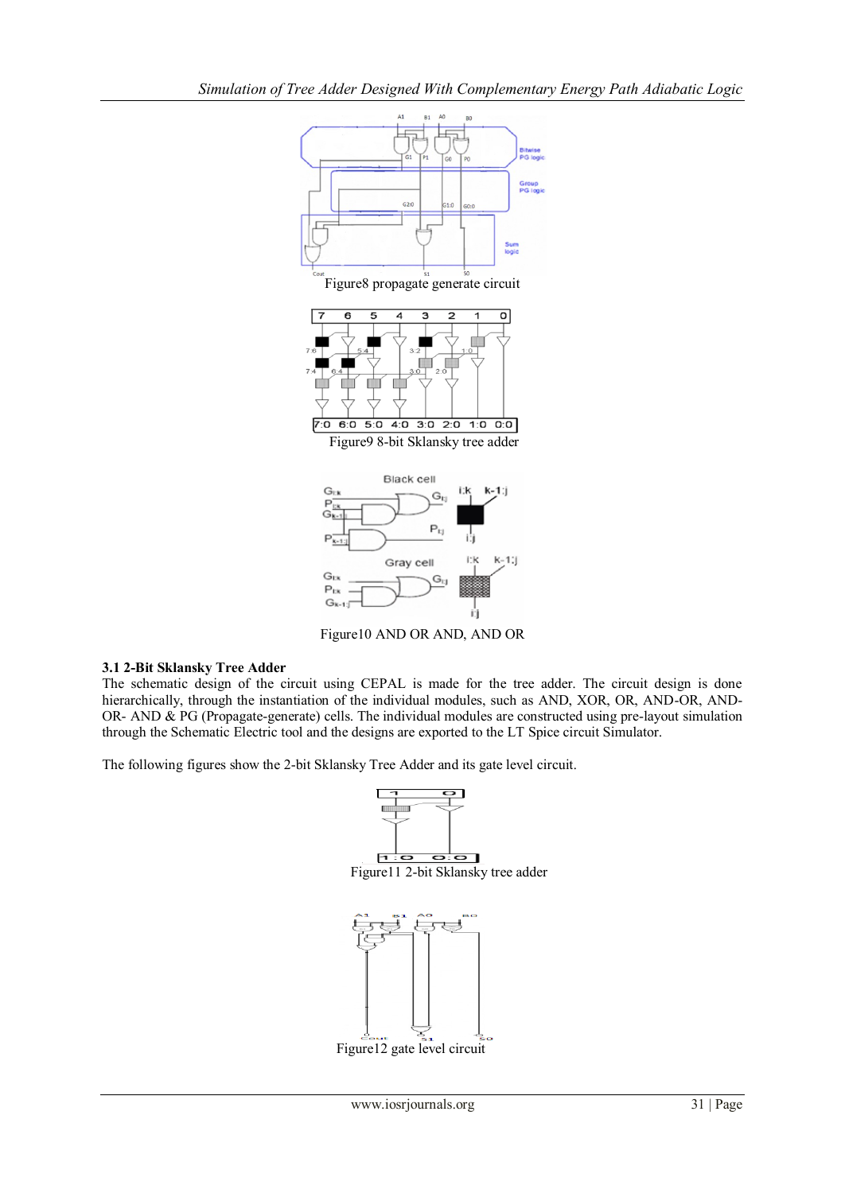Figure8 propagate generate circuit

Figure9 8-bit Sklansky tree adder

Figure10 AND OR AND, AND OR

### 3.1 2-Bit Sklansky Tree Adder

The schematic design of the circuit using CEPAL is made for the tree adder. The circuit design is done hierarchically, through the instantiation of the individual modules, such as AND, XOR, OR, AND-OR, AND-OR- AND & PG (Propagate-generate) cells. The individual modules are constructed using pre-layout simulation through the Schematic Electric tool and the designs are exported to the LT Spice circuit Simulator.

The following figures show the 2-bit Sklansky Tree Adder and its gate level circuit.

Figure11 2-bit Sklansky tree adder

Figure12 gate level circuit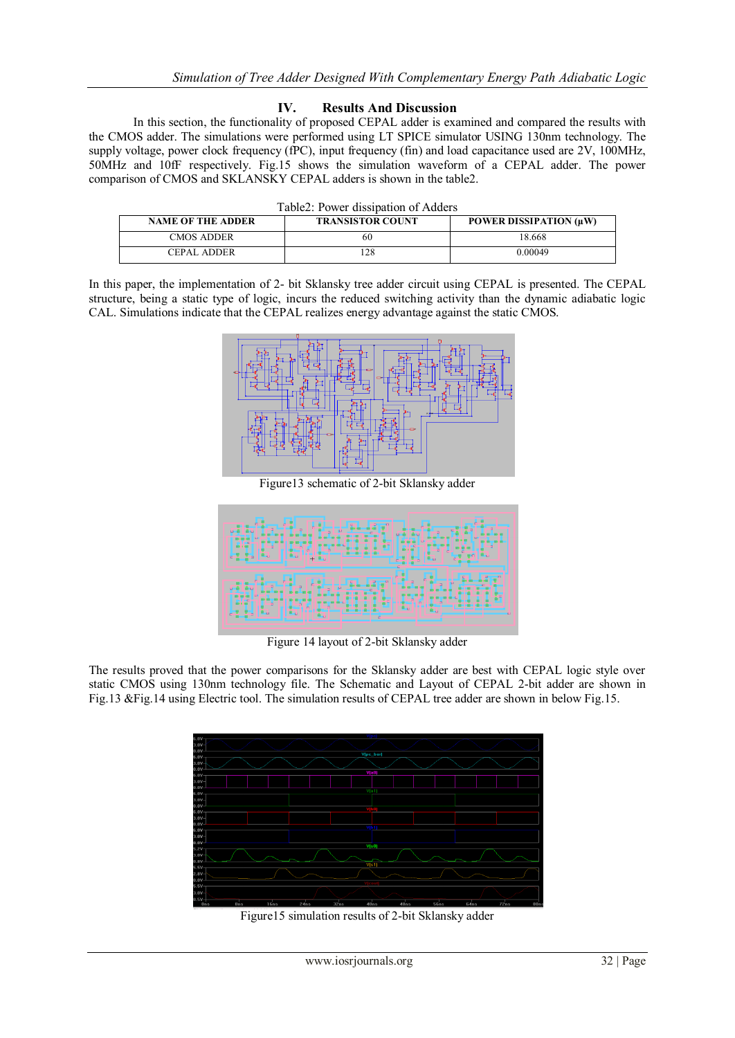## IV. Results And Discussion

In this section, the functionality of proposed CEPAL adder is examined and compared the results with the CMOS adder. The simulations were performed using LT SPICE simulator USING 130nm technology. The supply voltage, power clock frequency (fPC), input frequency (fin) and load capacitance used are 2V, 100MHz, 50MHz and 10fF respectively. Fig.15 shows the simulation waveform of a CEPAL adder. The power comparison of CMOS and SKLANSKY CEPAL adders is shown in the table2.

Table2: Power dissipation of Adders

| NAME OF THE ADDER | TRANSISTOR COUNT | POWER DISSIPATION (μW) |
|---|---|---|
| CMOS ADDER | 60 | 18.668 |
| CEPAL ADDER | 128 | 0.00049 |

In this paper, the implementation of 2- bit Sklansky tree adder circuit using CEPAL is presented. The CEPAL structure, being a static type of logic, incurs the reduced switching activity than the dynamic adiabatic logic CAL. Simulations indicate that the CEPAL realizes energy advantage against the static CMOS.

Figure13 schematic of 2-bit Sklansky adder

Figure 14 layout of 2-bit Sklansky adder

The results proved that the power comparisons for the Sklansky adder are best with CEPAL logic style over static CMOS using 130nm technology file. The Schematic and Layout of CEPAL 2-bit adder are shown in Fig.13 &Fig.14 using Electric tool. The simulation results of CEPAL tree adder are shown in below Fig.15.

Figure15 simulation results of 2-bit Sklansky adder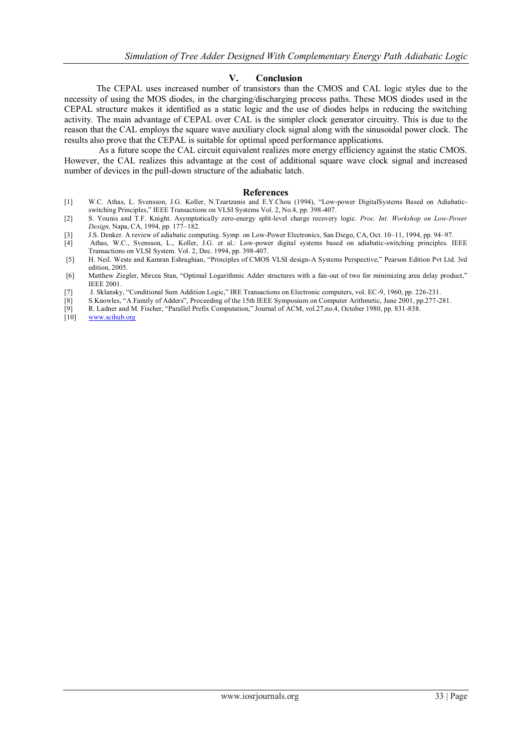## V. Conclusion

The CEPAL uses increased number of transistors than the CMOS and CAL logic styles due to the necessity of using the MOS diodes, in the charging/discharging process paths. These MOS diodes used in the CEPAL structure makes it identified as a static logic and the use of diodes helps in reducing the switching activity. The main advantage of CEPAL over CAL is the simpler clock generator circuitry. This is due to the reason that the CAL employs the square wave auxiliary clock signal along with the sinusoidal power clock. The results also prove that the CEPAL is suitable for optimal speed performance applications.

As a future scope the CAL circuit equivalent realizes more energy efficiency against the static CMOS. However, the CAL realizes this advantage at the cost of additional square wave clock signal and increased number of devices in the pull-down structure of the adiabatic latch.

## References

[1] W.C. Athas, L. Svensson, J.G. Koller, N.Tzartzanis and E.Y.Chou (1994), "Low-power DigitalSystems Based on Adiabatic-switching Principles," IEEE Transactions on VLSI Systems Vol. 2, No.4, pp. 398-407.

[2] S. Younis and T.F. Knight. Asymptotically zero-energy split-level charge recovery logic. *Proc. Int. Workshop on Low-Power Design,* Napa, CA, 1994, pp. 177–182.

[3] J.S. Denker. A review of adiabatic computing. Symp. on Low-Power Electronics, San Diego, CA, Oct. 10–11, 1994, pp. 94–97.

[4] Athas, W.C., Svensson, L., Koller, J.G. et al.: Low-power digital systems based on adiabatic-switching principles. IEEE Transactions on VLSI System. Vol. 2, Dec. 1994, pp. 398-407.

[5] H. Neil. Weste and Kamran Eshraghian, "Principles of CMOS VLSI design-A Systems Perspective," Pearson Edition Pvt Ltd. 3rd edition, 2005.

[6] Matthew Ziegler, Mircea Stan, "Optimal Logarithmic Adder structures with a fan-out of two for minimizing area delay product," IEEE 2001.

[7] J. Sklansky, "Conditional Sum Addition Logic," IRE Transactions on Electronic computers, vol. EC-9, 1960, pp. 226-231.

[8] S.Knowles, "A Family of Adders", Proceeding of the 15th IEEE Symposium on Computer Arithmetic, June 2001, pp.277-281.

[9] R. Ladner and M. Fischer, "Parallel Prefix Computation," Journal of ACM, vol.27,no.4, October 1980, pp. 831-838.

[10] www.scihub.org